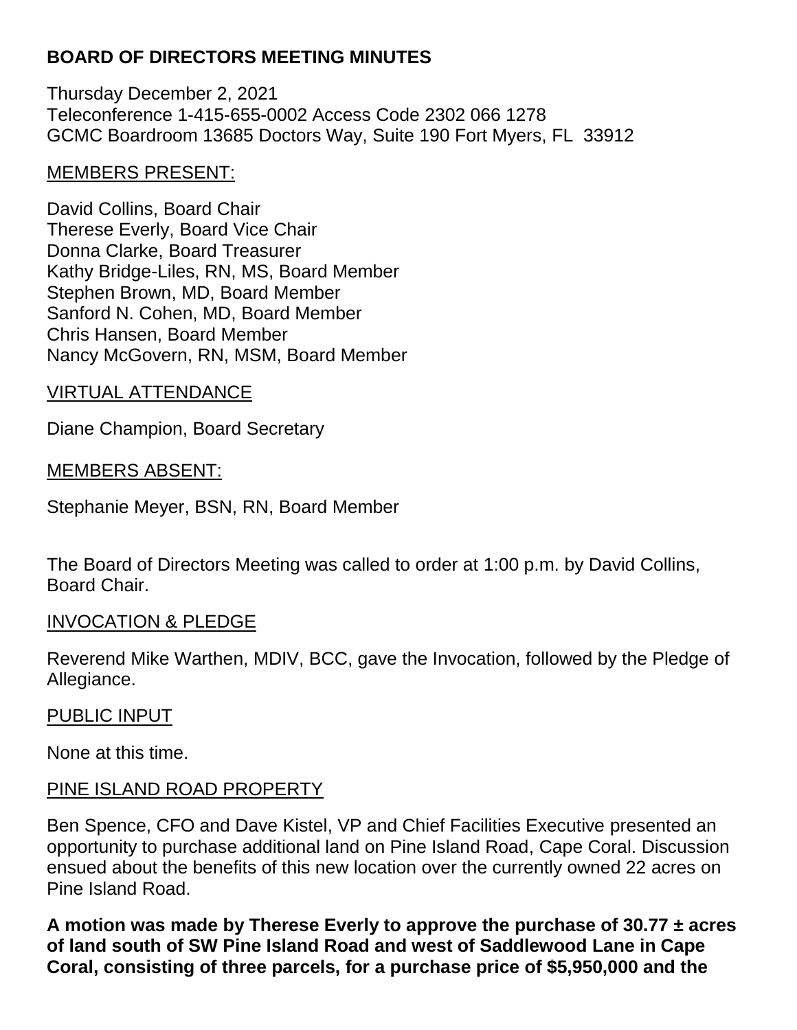# BOARD OF DIRECTORS MEETING MINUTES

Thursday December 2, 2021
Teleconference 1-415-655-0002 Access Code 2302 066 1278
GCMC Boardroom 13685 Doctors Way, Suite 190 Fort Myers, FL 33912

MEMBERS PRESENT:

David Collins, Board Chair
Therese Everly, Board Vice Chair
Donna Clarke, Board Treasurer
Kathy Bridge-Liles, RN, MS, Board Member
Stephen Brown, MD, Board Member
Sanford N. Cohen, MD, Board Member
Chris Hansen, Board Member
Nancy McGovern, RN, MSM, Board Member

VIRTUAL ATTENDANCE

Diane Champion, Board Secretary

MEMBERS ABSENT:

Stephanie Meyer, BSN, RN, Board Member

The Board of Directors Meeting was called to order at 1:00 p.m. by David Collins, Board Chair.

INVOCATION & PLEDGE

Reverend Mike Warthen, MDIV, BCC, gave the Invocation, followed by the Pledge of Allegiance.

PUBLIC INPUT

None at this time.

PINE ISLAND ROAD PROPERTY

Ben Spence, CFO and Dave Kistel, VP and Chief Facilities Executive presented an opportunity to purchase additional land on Pine Island Road, Cape Coral. Discussion ensued about the benefits of this new location over the currently owned 22 acres on Pine Island Road.

**A motion was made by Therese Everly to approve the purchase of 30.77 ± acres of land south of SW Pine Island Road and west of Saddlewood Lane in Cape Coral, consisting of three parcels, for a purchase price of $5,950,000 and the**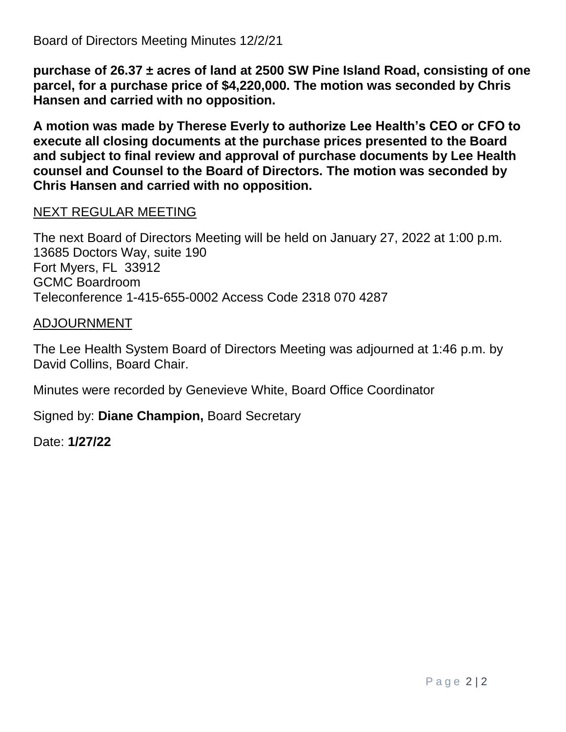**purchase of 26.37 ± acres of land at 2500 SW Pine Island Road, consisting of one parcel, for a purchase price of $4,220,000. The motion was seconded by Chris Hansen and carried with no opposition.**

**A motion was made by Therese Everly to authorize Lee Health's CEO or CFO to execute all closing documents at the purchase prices presented to the Board and subject to final review and approval of purchase documents by Lee Health counsel and Counsel to the Board of Directors. The motion was seconded by Chris Hansen and carried with no opposition.**

NEXT REGULAR MEETING

The next Board of Directors Meeting will be held on January 27, 2022 at 1:00 p.m.
13685 Doctors Way, suite 190
Fort Myers, FL 33912
GCMC Boardroom
Teleconference 1-415-655-0002 Access Code 2318 070 4287

ADJOURNMENT

The Lee Health System Board of Directors Meeting was adjourned at 1:46 p.m. by David Collins, Board Chair.

Minutes were recorded by Genevieve White, Board Office Coordinator

Signed by: **Diane Champion,** Board Secretary

Date: **1/27/22**